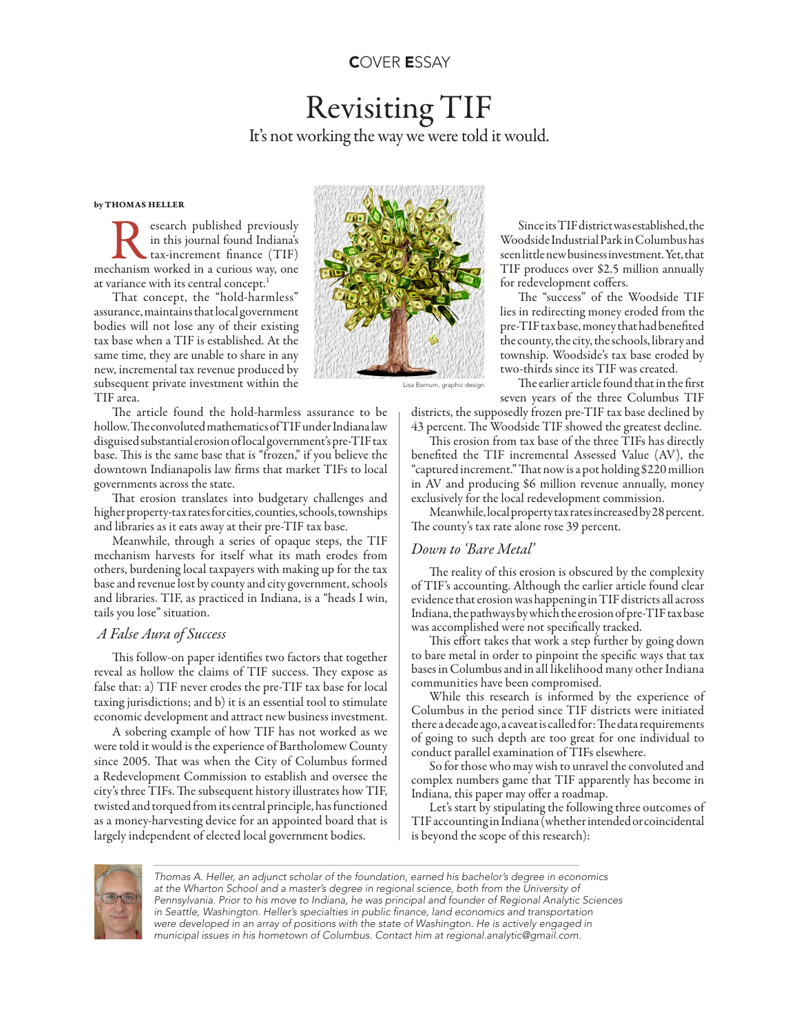COVER ESSAY

# Revisiting TIF

It's not working the way we were told it would.

by THOMAS HELLER

Research published previously in this journal found Indiana's tax-increment finance (TIF) mechanism worked in a curious way, one at variance with its central concept.[1]

That concept, the "hold-harmless" assurance, maintains that local government bodies will not lose any of their existing tax base when a TIF is established. At the same time, they are unable to share in any new, incremental tax revenue produced by subsequent private investment within the TIF area.

The article found the hold-harmless assurance to be hollow. The convoluted mathematics of TIF under Indiana law disguised substantial erosion of local government's pre-TIF tax base. This is the same base that is "frozen," if you believe the downtown Indianapolis law firms that market TIFs to local governments across the state.

That erosion translates into budgetary challenges and higher property-tax rates for cities, counties, schools, townships and libraries as it eats away at their pre-TIF tax base.

Meanwhile, through a series of opaque steps, the TIF mechanism harvests for itself what its math erodes from others, burdening local taxpayers with making up for the tax base and revenue lost by county and city government, schools and libraries. TIF, as practiced in Indiana, is a "heads I win, tails you lose" situation.

## *A False Aura of Success*

This follow-on paper identifies two factors that together reveal as hollow the claims of TIF success. They expose as false that: a) TIF never erodes the pre-TIF tax base for local taxing jurisdictions; and b) it is an essential tool to stimulate economic development and attract new business investment.

A sobering example of how TIF has not worked as we were told it would is the experience of Bartholomew County since 2005. That was when the City of Columbus formed a Redevelopment Commission to establish and oversee the city's three TIFs. The subsequent history illustrates how TIF, twisted and torqued from its central principle, has functioned as a money-harvesting device for an appointed board that is largely independent of elected local government bodies.

Lisa Barnum, graphic design

Since its TIF district was established, the Woodside Industrial Park in Columbus has seen little new business investment. Yet, that TIF produces over $2.5 million annually for redevelopment coffers.

The "success" of the Woodside TIF lies in redirecting money eroded from the pre-TIF tax base, money that had benefited the county, the city, the schools, library and township. Woodside's tax base eroded by two-thirds since its TIF was created.

The earlier article found that in the first seven years of the three Columbus TIF districts, the supposedly frozen pre-TIF tax base declined by 43 percent. The Woodside TIF showed the greatest decline.

This erosion from tax base of the three TIFs has directly benefited the TIF incremental Assessed Value (AV), the "captured increment." That now is a pot holding $220 million in AV and producing $6 million revenue annually, money exclusively for the local redevelopment commission.

Meanwhile, local property tax rates increased by 28 percent. The county's tax rate alone rose 39 percent.

## *Down to 'Bare Metal'*

The reality of this erosion is obscured by the complexity of TIF's accounting. Although the earlier article found clear evidence that erosion was happening in TIF districts all across Indiana, the pathways by which the erosion of pre-TIF tax base was accomplished were not specifically tracked.

This effort takes that work a step further by going down to bare metal in order to pinpoint the specific ways that tax bases in Columbus and in all likelihood many other Indiana communities have been compromised.

While this research is informed by the experience of Columbus in the period since TIF districts were initiated there a decade ago, a caveat is called for: The data requirements of going to such depth are too great for one individual to conduct parallel examination of TIFs elsewhere.

So for those who may wish to unravel the convoluted and complex numbers game that TIF apparently has become in Indiana, this paper may offer a roadmap.

Let's start by stipulating the following three outcomes of TIF accounting in Indiana (whether intended or coincidental is beyond the scope of this research):

*Thomas A. Heller, an adjunct scholar of the foundation, earned his bachelor's degree in economics at the Wharton School and a master's degree in regional science, both from the University of Pennsylvania. Prior to his move to Indiana, he was principal and founder of Regional Analytic Sciences in Seattle, Washington. Heller's specialties in public finance, land economics and transportation were developed in an array of positions with the state of Washington. He is actively engaged in municipal issues in his hometown of Columbus. Contact him at regional.analytic@gmail.com.*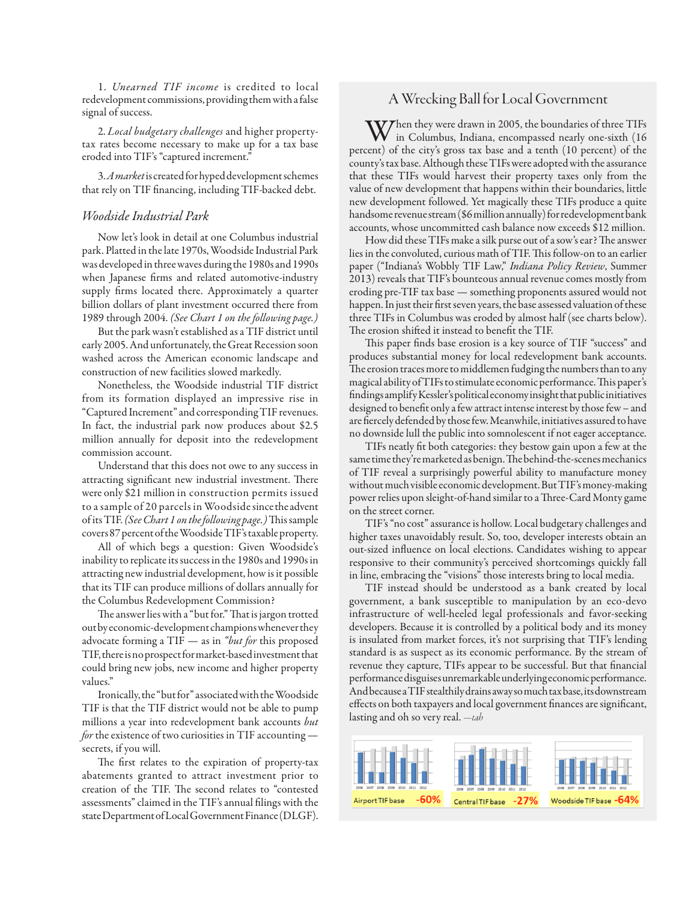1. *Unearned TIF income* is credited to local redevelopment commissions, providing them with a false signal of success.

2. *Local budgetary challenges* and higher property-tax rates become necessary to make up for a tax base eroded into TIF's "captured increment."

3. *A market* is created for hyped development schemes that rely on TIF financing, including TIF-backed debt.

### *Woodside Industrial Park*

Now let's look in detail at one Columbus industrial park. Platted in the late 1970s, Woodside Industrial Park was developed in three waves during the 1980s and 1990s when Japanese firms and related automotive-industry supply firms located there. Approximately a quarter billion dollars of plant investment occurred there from 1989 through 2004. *(See Chart 1 on the following page.)*

But the park wasn't established as a TIF district until early 2005. And unfortunately, the Great Recession soon washed across the American economic landscape and construction of new facilities slowed markedly.

Nonetheless, the Woodside industrial TIF district from its formation displayed an impressive rise in "Captured Increment" and corresponding TIF revenues. In fact, the industrial park now produces about $2.5 million annually for deposit into the redevelopment commission account.

Understand that this does not owe to any success in attracting significant new industrial investment. There were only $21 million in construction permits issued to a sample of 20 parcels in Woodside since the advent of its TIF. *(See Chart 1 on the following page.)* This sample covers 87 percent of the Woodside TIF's taxable property.

All of which begs a question: Given Woodside's inability to replicate its success in the 1980s and 1990s in attracting new industrial development, how is it possible that its TIF can produce millions of dollars annually for the Columbus Redevelopment Commission?

The answer lies with a "but for." That is jargon trotted out by economic-development champions whenever they advocate forming a TIF — as in *"but for* this proposed TIF, there is no prospect for market-based investment that could bring new jobs, new income and higher property values."

Ironically, the "but for" associated with the Woodside TIF is that the TIF district would not be able to pump millions a year into redevelopment bank accounts *but for* the existence of two curiosities in TIF accounting — secrets, if you will.

The first relates to the expiration of property-tax abatements granted to attract investment prior to creation of the TIF. The second relates to "contested assessments" claimed in the TIF's annual filings with the state Department of Local Government Finance (DLGF).

## A Wrecking Ball for Local Government

When they were drawn in 2005, the boundaries of three TIFs in Columbus, Indiana, encompassed nearly one-sixth (16 percent) of the city's gross tax base and a tenth (10 percent) of the county's tax base. Although these TIFs were adopted with the assurance that these TIFs would harvest their property taxes only from the value of new development that happens within their boundaries, little new development followed. Yet magically these TIFs produce a quite handsome revenue stream ($6 million annually) for redevelopment bank accounts, whose uncommitted cash balance now exceeds $12 million.

How did these TIFs make a silk purse out of a sow's ear? The answer lies in the convoluted, curious math of TIF. This follow-on to an earlier paper ("Indiana's Wobbly TIF Law," *Indiana Policy Review*, Summer 2013) reveals that TIF's bounteous annual revenue comes mostly from eroding pre-TIF tax base — something proponents assured would not happen. In just their first seven years, the base assessed valuation of these three TIFs in Columbus was eroded by almost half (see charts below). The erosion shifted it instead to benefit the TIF.

This paper finds base erosion is a key source of TIF "success" and produces substantial money for local redevelopment bank accounts. The erosion traces more to middlemen fudging the numbers than to any magical ability of TIFs to stimulate economic performance. This paper's findings amplify Kessler's political economy insight that public initiatives designed to benefit only a few attract intense interest by those few – and are fiercely defended by those few. Meanwhile, initiatives assured to have no downside lull the public into somnolescent if not eager acceptance.

TIFs neatly fit both categories: they bestow gain upon a few at the same time they're marketed as benign. The behind-the-scenes mechanics of TIF reveal a surprisingly powerful ability to manufacture money without much visible economic development. But TIF's money-making power relies upon sleight-of-hand similar to a Three-Card Monty game on the street corner.

TIF's "no cost" assurance is hollow. Local budgetary challenges and higher taxes unavoidably result. So, too, developer interests obtain an out-sized influence on local elections. Candidates wishing to appear responsive to their community's perceived shortcomings quickly fall in line, embracing the "visions" those interests bring to local media.

TIF instead should be understood as a bank created by local government, a bank susceptible to manipulation by an eco-devo infrastructure of well-heeled legal professionals and favor-seeking developers. Because it is controlled by a political body and its money is insulated from market forces, it's not surprising that TIF's lending standard is as suspect as its economic performance. By the stream of revenue they capture, TIFs appear to be successful. But that financial performance disguises unremarkable underlying economic performance. And because a TIF stealthily drains away so much tax base, its downstream effects on both taxpayers and local government finances are significant, lasting and oh so very real. *—tah*

Airport TIF base **-60%**

Central TIF base **-27%**

Woodside TIF base **-64%**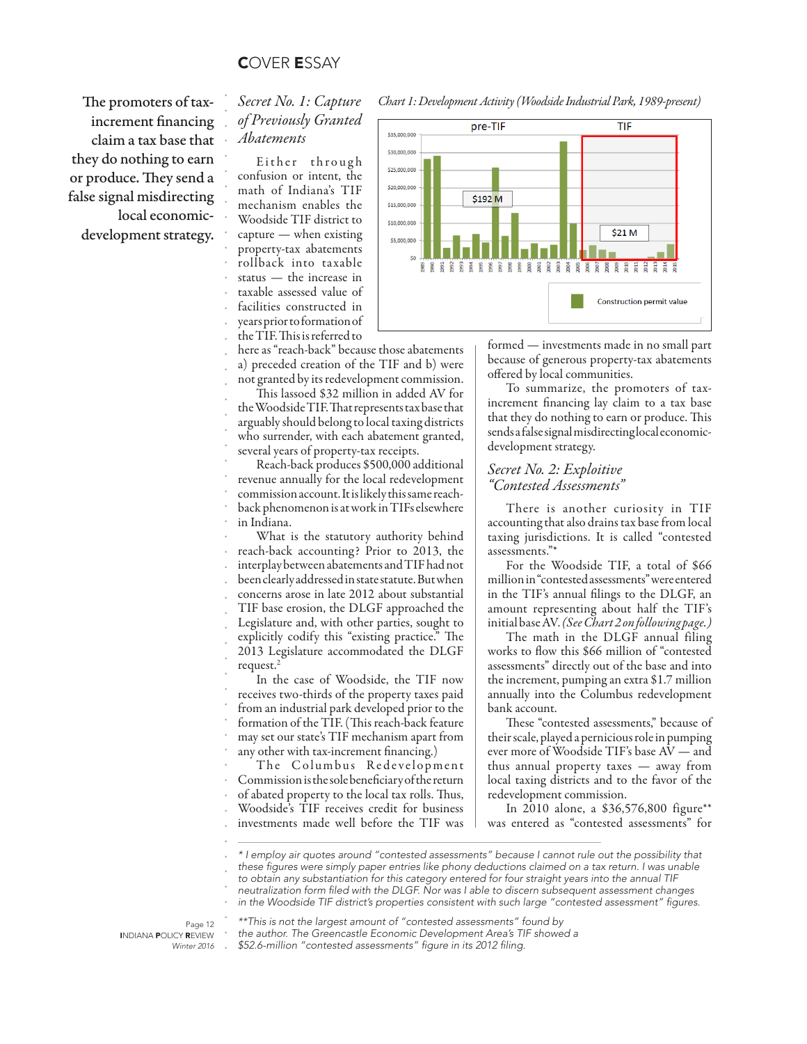> The promoters of tax-increment financing claim a tax base that they do nothing to earn or produce. They send a false signal misdirecting local economic-development strategy.

## *Secret No. 1: Capture of Previously Granted Abatements*

*Chart 1: Development Activity (Woodside Industrial Park, 1989-present)*

Either through confusion or intent, the math of Indiana's TIF mechanism enables the Woodside TIF district to capture — when existing property-tax abatements rollback into taxable status — the increase in taxable assessed value of facilities constructed in years prior to formation of the TIF. This is referred to here as "reach-back" because those abatements a) preceded creation of the TIF and b) were not granted by its redevelopment commission.

This lassoed $32 million in added AV for the Woodside TIF. That represents tax base that arguably should belong to local taxing districts who surrender, with each abatement granted, several years of property-tax receipts.

Reach-back produces $500,000 additional revenue annually for the local redevelopment commission account. It is likely this same reach-back phenomenon is at work in TIFs elsewhere in Indiana.

What is the statutory authority behind reach-back accounting? Prior to 2013, the interplay between abatements and TIF had not been clearly addressed in state statute. But when concerns arose in late 2012 about substantial TIF base erosion, the DLGF approached the Legislature and, with other parties, sought to explicitly codify this "existing practice." The 2013 Legislature accommodated the DLGF request.[2]

In the case of Woodside, the TIF now receives two-thirds of the property taxes paid from an industrial park developed prior to the formation of the TIF. (This reach-back feature may set our state's TIF mechanism apart from any other with tax-increment financing.)

The Columbus Redevelopment Commission is the sole beneficiary of the return of abated property to the local tax rolls. Thus, Woodside's TIF receives credit for business investments made well before the TIF was formed — investments made in no small part because of generous property-tax abatements offered by local communities.

To summarize, the promoters of tax-increment financing lay claim to a tax base that they do nothing to earn or produce. This sends a false signal misdirecting local economic-development strategy.

## *Secret No. 2: Exploitive "Contested Assessments"*

There is another curiosity in TIF accounting that also drains tax base from local taxing jurisdictions. It is called "contested assessments."*

For the Woodside TIF, a total of $66 million in "contested assessments" were entered in the TIF's annual filings to the DLGF, an amount representing about half the TIF's initial base AV. *(See Chart 2 on following page.)*

The math in the DLGF annual filing works to flow this $66 million of "contested assessments" directly out of the base and into the increment, pumping an extra $1.7 million annually into the Columbus redevelopment bank account.

These "contested assessments," because of their scale, played a pernicious role in pumping ever more of Woodside TIF's base AV — and thus annual property taxes — away from local taxing districts and to the favor of the redevelopment commission.

In 2010 alone, a $36,576,800 figure** was entered as "contested assessments" for

---

*\* I employ air quotes around "contested assessments" because I cannot rule out the possibility that these figures were simply paper entries like phony deductions claimed on a tax return. I was unable to obtain any substantiation for this category entered for four straight years into the annual TIF neutralization form filed with the DLGF. Nor was I able to discern subsequent assessment changes in the Woodside TIF district's properties consistent with such large "contested assessment" figures.*

*\*\*This is not the largest amount of "contested assessments" found by the author. The Greencastle Economic Development Area's TIF showed a $52.6-million "contested assessments" figure in its 2012 filing.*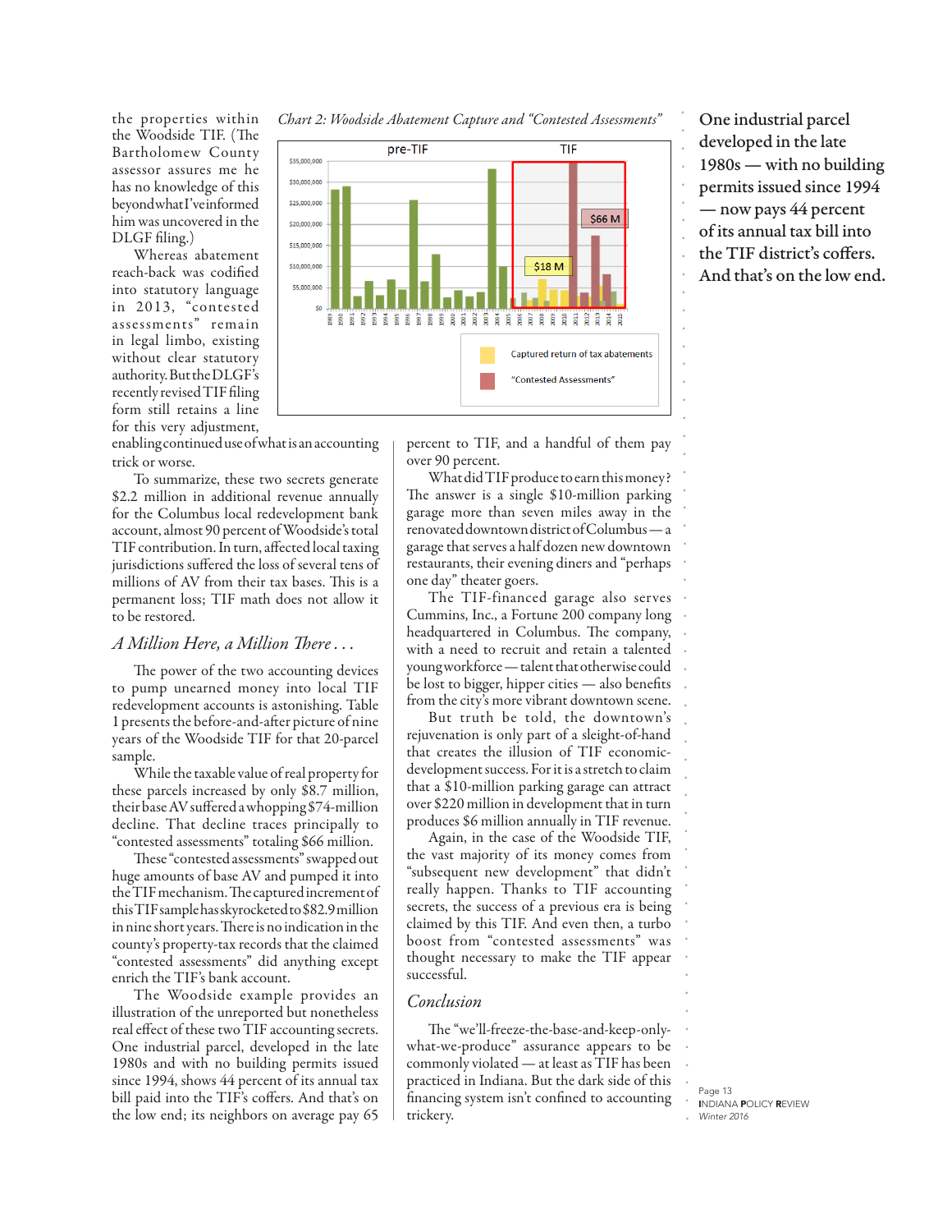the properties within the Woodside TIF. (The Bartholomew County assessor assures me he has no knowledge of this beyond what I've informed him was uncovered in the DLGF filing.)

Whereas abatement reach-back was codified into statutory language in 2013, "contested assessments" remain in legal limbo, existing without clear statutory authority. But the DLGF's recently revised TIF filing form still retains a line for this very adjustment, enabling continued use of what is an accounting trick or worse.

To summarize, these two secrets generate $2.2 million in additional revenue annually for the Columbus local redevelopment bank account, almost 90 percent of Woodside's total TIF contribution. In turn, affected local taxing jurisdictions suffered the loss of several tens of millions of AV from their tax bases. This is a permanent loss; TIF math does not allow it to be restored.

*Chart 2: Woodside Abatement Capture and "Contested Assessments"*

## *A Million Here, a Million There . . .*

The power of the two accounting devices to pump unearned money into local TIF redevelopment accounts is astonishing. Table 1 presents the before-and-after picture of nine years of the Woodside TIF for that 20-parcel sample.

While the taxable value of real property for these parcels increased by only $8.7 million, their base AV suffered a whopping $74-million decline. That decline traces principally to "contested assessments" totaling $66 million.

These "contested assessments" swapped out huge amounts of base AV and pumped it into the TIF mechanism. The captured increment of this TIF sample has skyrocketed to $82.9 million in nine short years. There is no indication in the county's property-tax records that the claimed "contested assessments" did anything except enrich the TIF's bank account.

The Woodside example provides an illustration of the unreported but nonetheless real effect of these two TIF accounting secrets. One industrial parcel, developed in the late 1980s and with no building permits issued since 1994, shows 44 percent of its annual tax bill paid into the TIF's coffers. And that's on the low end; its neighbors on average pay 65 percent to TIF, and a handful of them pay over 90 percent.

What did TIF produce to earn this money? The answer is a single $10-million parking garage more than seven miles away in the renovated downtown district of Columbus — a garage that serves a half dozen new downtown restaurants, their evening diners and "perhaps one day" theater goers.

The TIF-financed garage also serves Cummins, Inc., a Fortune 200 company long headquartered in Columbus. The company, with a need to recruit and retain a talented young workforce — talent that otherwise could be lost to bigger, hipper cities — also benefits from the city's more vibrant downtown scene.

But truth be told, the downtown's rejuvenation is only part of a sleight-of-hand that creates the illusion of TIF economic-development success. For it is a stretch to claim that a $10-million parking garage can attract over $220 million in development that in turn produces $6 million annually in TIF revenue.

Again, in the case of the Woodside TIF, the vast majority of its money comes from "subsequent new development" that didn't really happen. Thanks to TIF accounting secrets, the success of a previous era is being claimed by this TIF. And even then, a turbo boost from "contested assessments" was thought necessary to make the TIF appear successful.

## *Conclusion*

The "we'll-freeze-the-base-and-keep-only-what-we-produce" assurance appears to be commonly violated — at least as TIF has been practiced in Indiana. But the dark side of this financing system isn't confined to accounting trickery.

> One industrial parcel developed in the late 1980s — with no building permits issued since 1994 — now pays 44 percent of its annual tax bill into the TIF district's coffers. And that's on the low end.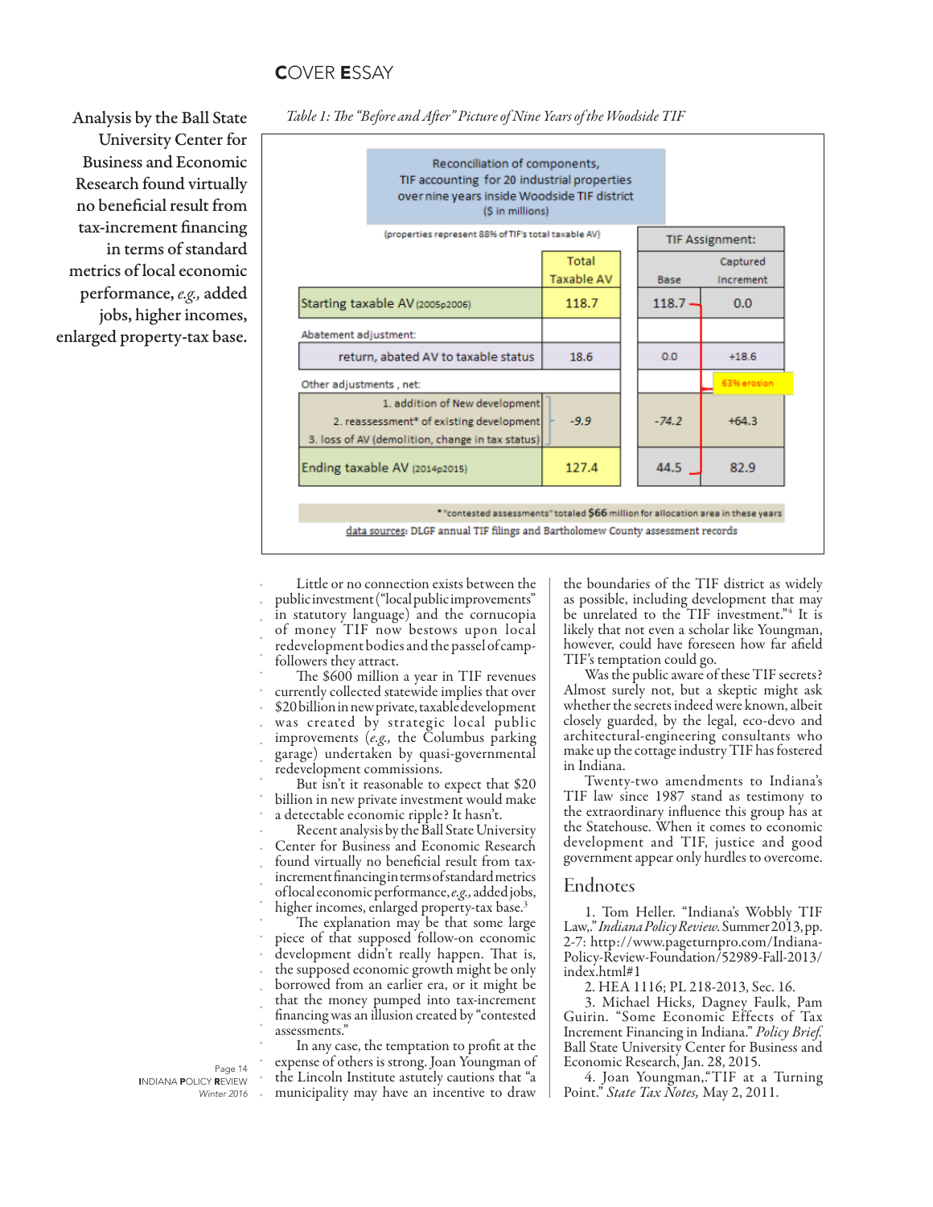Analysis by the Ball State University Center for Business and Economic Research found virtually no beneficial result from tax-increment financing in terms of standard metrics of local economic performance, *e.g.,* added jobs, higher incomes, enlarged property-tax base.

*Table 1: The "Before and After" Picture of Nine Years of the Woodside TIF*

Reconciliation of components, TIF accounting for 20 industrial properties over nine years inside Woodside TIF district ($ in millions)

(properties represent 88% of TIF's total taxable AV)

| | Total Taxable AV | TIF Assignment: Base | TIF Assignment: Captured Increment |
|---|---|---|---|
| Starting taxable AV (2005p2006) | 118.7 | 118.7 | 0.0 |
| Abatement adjustment: | | | |
| return, abated AV to taxable status | 18.6 | 0.0 | +18.6 |
| Other adjustments, net: | | | 63% erosion |
| 1. addition of New development<br>2. reassessment* of existing development<br>3. loss of AV (demolition, change in tax status) | -9.9 | -74.2 | +64.3 |
| Ending taxable AV (2014p2015) | 127.4 | 44.5 | 82.9 |

* "contested assessments" totaled $66 million for allocation area in these years

data sources: DLGF annual TIF filings and Bartholomew County assessment records

Little or no connection exists between the public investment ("local public improvements" in statutory language) and the cornucopia of money TIF now bestows upon local redevelopment bodies and the passel of camp-followers they attract.

The $600 million a year in TIF revenues currently collected statewide implies that over $20 billion in new private, taxable development was created by strategic local public improvements (*e.g.,* the Columbus parking garage) undertaken by quasi-governmental redevelopment commissions.

But isn't it reasonable to expect that $20 billion in new private investment would make a detectable economic ripple? It hasn't.

Recent analysis by the Ball State University Center for Business and Economic Research found virtually no beneficial result from tax-increment financing in terms of standard metrics of local economic performance, *e.g.,* added jobs, higher incomes, enlarged property-tax base.[3]

The explanation may be that some large piece of that supposed follow-on economic development didn't really happen. That is, the supposed economic growth might be only borrowed from an earlier era, or it might be that the money pumped into tax-increment financing was an illusion created by "contested assessments."

In any case, the temptation to profit at the expense of others is strong. Joan Youngman of the Lincoln Institute astutely cautions that "a municipality may have an incentive to draw the boundaries of the TIF district as widely as possible, including development that may be unrelated to the TIF investment."[4] It is likely that not even a scholar like Youngman, however, could have foreseen how far afield TIF's temptation could go.

Was the public aware of these TIF secrets? Almost surely not, but a skeptic might ask whether the secrets indeed were known, albeit closely guarded, by the legal, eco-devo and architectural-engineering consultants who make up the cottage industry TIF has fostered in Indiana.

Twenty-two amendments to Indiana's TIF law since 1987 stand as testimony to the extraordinary influence this group has at the Statehouse. When it comes to economic development and TIF, justice and good government appear only hurdles to overcome.

## Endnotes

1. Tom Heller. "Indiana's Wobbly TIF Law,." *Indiana Policy Review.* Summer 2013, pp. 2-7: http://www.pageturnpro.com/Indiana-Policy-Review-Foundation/52989-Fall-2013/index.html#1

2. HEA 1116; PL 218-2013, Sec. 16.

3. Michael Hicks, Dagney Faulk, Pam Guirin. "Some Economic Effects of Tax Increment Financing in Indiana." *Policy Brief.* Ball State University Center for Business and Economic Research, Jan. 28, 2015.

4. Joan Youngman,"TIF at a Turning Point." *State Tax Notes,* May 2, 2011.